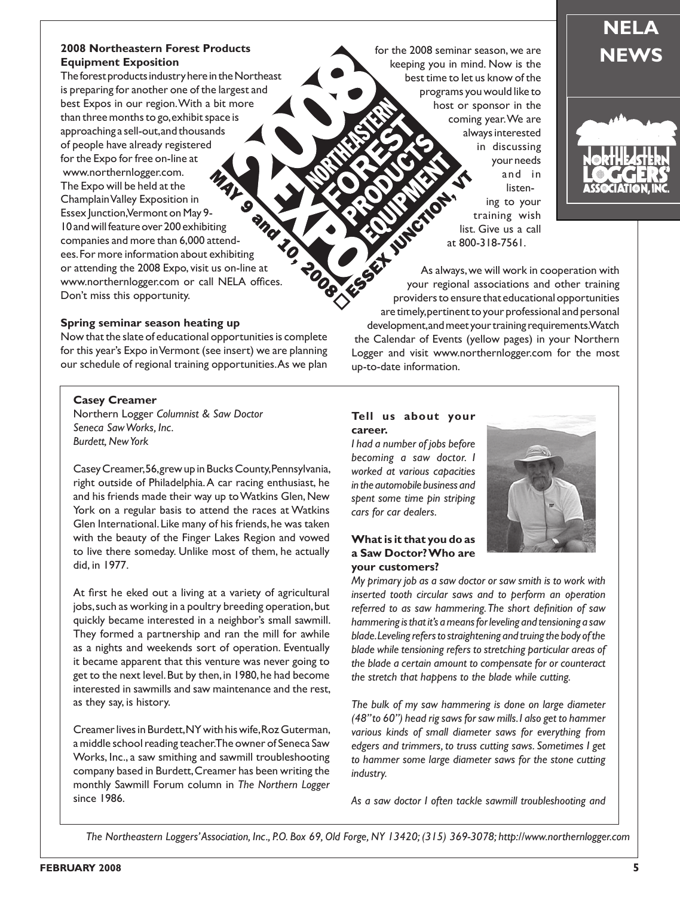## 2008 Northeastern Forest Products Equipment Exposition

The forest products industry here in the Northeast is preparing for another one of the largest and best Expos in our region. With a bit more than three months to go, exhibit space is approaching a sell-out, and thousands of people have already registered for the Expo for free on-line at www.northernlogger.com. The Expo will be held at the Champlain Valley Exposition in Essex Junction, Vermont on May 9-10 and will feature over 200 exhibiting companies and more than 6,000 attendees. For more information about exhibiting or attending the 2008 Expo, visit us on-line at www.northernlogger.com or call NELA offices. Don't miss this opportunity.

2008 NORTHEASTERN FOREST PRODUCTS EQUIPMENT EXPO
MAY 9 and 10, 2008 ◇ ESSEX JUNCTION, VT

## Spring seminar season heating up

Now that the slate of educational opportunities is complete for this year's Expo in Vermont (see insert) we are planning our schedule of regional training opportunities. As we plan for the 2008 seminar season, we are keeping you in mind. Now is the best time to let us know of the programs you would like to host or sponsor in the coming year. We are always interested in discussing your needs and in listening to your training wish list. Give us a call at 800-318-7561.

As always, we will work in cooperation with your regional associations and other training providers to ensure that educational opportunities are timely, pertinent to your professional and personal development, and meet your training requirements. Watch the Calendar of Events (yellow pages) in your Northern Logger and visit www.northernlogger.com for the most up-to-date information.

---

### Casey Creamer

Northern Logger *Columnist & Saw Doctor*
*Seneca Saw Works, Inc.*
*Burdett, New York*

Casey Creamer, 56, grew up in Bucks County, Pennsylvania, right outside of Philadelphia. A car racing enthusiast, he and his friends made their way up to Watkins Glen, New York on a regular basis to attend the races at Watkins Glen International. Like many of his friends, he was taken with the beauty of the Finger Lakes Region and vowed to live there someday. Unlike most of them, he actually did, in 1977.

At first he eked out a living at a variety of agricultural jobs, such as working in a poultry breeding operation, but quickly became interested in a neighbor's small sawmill. They formed a partnership and ran the mill for awhile as a nights and weekends sort of operation. Eventually it became apparent that this venture was never going to get to the next level. But by then, in 1980, he had become interested in sawmills and saw maintenance and the rest, as they say, is history.

Creamer lives in Burdett, NY with his wife, Roz Guterman, a middle school reading teacher. The owner of Seneca Saw Works, Inc., a saw smithing and sawmill troubleshooting company based in Burdett, Creamer has been writing the monthly Sawmill Forum column in *The Northern Logger* since 1986.

**Tell us about your career.**

*I had a number of jobs before becoming a saw doctor. I worked at various capacities in the automobile business and spent some time pin striping cars for car dealers.*

**What is it that you do as a Saw Doctor? Who are your customers?**

*My primary job as a saw doctor or saw smith is to work with inserted tooth circular saws and to perform an operation referred to as saw hammering. The short definition of saw hammering is that it's a means for leveling and tensioning a saw blade. Leveling refers to straightening and truing the body of the blade while tensioning refers to stretching particular areas of the blade a certain amount to compensate for or counteract the stretch that happens to the blade while cutting.*

*The bulk of my saw hammering is done on large diameter (48" to 60") head rig saws for saw mills. I also get to hammer various kinds of small diameter saws for everything from edgers and trimmers, to truss cutting saws. Sometimes I get to hammer some large diameter saws for the stone cutting industry.*

*As a saw doctor I often tackle sawmill troubleshooting and*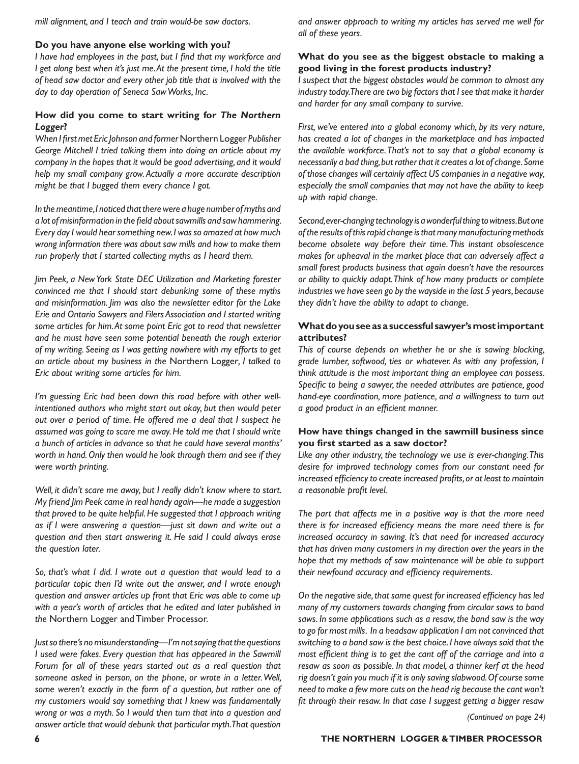*mill alignment, and I teach and train would-be saw doctors.*

**Do you have anyone else working with you?**

*I have had employees in the past, but I find that my workforce and I get along best when it's just me. At the present time, I hold the title of head saw doctor and every other job title that is involved with the day to day operation of Seneca Saw Works, Inc.*

**How did you come to start writing for *The Northern Logger*?**

*When I first met Eric Johnson and former* Northern Logger *Publisher George Mitchell I tried talking them into doing an article about my company in the hopes that it would be good advertising, and it would help my small company grow. Actually a more accurate description might be that I bugged them every chance I got.*

*In the meantime, I noticed that there were a huge number of myths and a lot of misinformation in the field about sawmills and saw hammering. Every day I would hear something new. I was so amazed at how much wrong information there was about saw mills and how to make them run properly that I started collecting myths as I heard them.*

*Jim Peek, a New York State DEC Utilization and Marketing forester convinced me that I should start debunking some of these myths and misinformation. Jim was also the newsletter editor for the Lake Erie and Ontario Sawyers and Filers Association and I started writing some articles for him. At some point Eric got to read that newsletter and he must have seen some potential beneath the rough exterior of my writing. Seeing as I was getting nowhere with my efforts to get an article about my business in the* Northern Logger, *I talked to Eric about writing some articles for him.*

*I'm guessing Eric had been down this road before with other well-intentioned authors who might start out okay, but then would peter out over a period of time. He offered me a deal that I suspect he assumed was going to scare me away. He told me that I should write a bunch of articles in advance so that he could have several months' worth in hand. Only then would he look through them and see if they were worth printing.*

*Well, it didn't scare me away, but I really didn't know where to start. My friend Jim Peek came in real handy again—he made a suggestion that proved to be quite helpful. He suggested that I approach writing as if I were answering a question—just sit down and write out a question and then start answering it. He said I could always erase the question later.*

*So, that's what I did. I wrote out a question that would lead to a particular topic then I'd write out the answer, and I wrote enough question and answer articles up front that Eric was able to come up with a year's worth of articles that he edited and later published in the* Northern Logger and Timber Processor.

*Just so there's no misunderstanding—I'm not saying that the questions I used were fakes. Every question that has appeared in the Sawmill Forum for all of these years started out as a real question that someone asked in person, on the phone, or wrote in a letter. Well, some weren't exactly in the form of a question, but rather one of my customers would say something that I knew was fundamentally wrong or was a myth. So I would then turn that into a question and answer article that would debunk that particular myth. That question and answer approach to writing my articles has served me well for all of these years.*

**What do you see as the biggest obstacle to making a good living in the forest products industry?**

*I suspect that the biggest obstacles would be common to almost any industry today. There are two big factors that I see that make it harder and harder for any small company to survive.*

*First, we've entered into a global economy which, by its very nature, has created a lot of changes in the marketplace and has impacted the available workforce. That's not to say that a global economy is necessarily a bad thing, but rather that it creates a lot of change. Some of those changes will certainly affect US companies in a negative way, especially the small companies that may not have the ability to keep up with rapid change.*

*Second, ever-changing technology is a wonderful thing to witness. But one of the results of this rapid change is that many manufacturing methods become obsolete way before their time. This instant obsolescence makes for upheaval in the market place that can adversely affect a small forest products business that again doesn't have the resources or ability to quickly adapt. Think of how many products or complete industries we have seen go by the wayside in the last 5 years, because they didn't have the ability to adapt to change.*

**What do you see as a successful sawyer's most important attributes?**

*This of course depends on whether he or she is sawing blocking, grade lumber, softwood, ties or whatever. As with any profession, I think attitude is the most important thing an employee can possess. Specific to being a sawyer, the needed attributes are patience, good hand-eye coordination, more patience, and a willingness to turn out a good product in an efficient manner.*

**How have things changed in the sawmill business since you first started as a saw doctor?**

*Like any other industry, the technology we use is ever-changing. This desire for improved technology comes from our constant need for increased efficiency to create increased profits, or at least to maintain a reasonable profit level.*

*The part that affects me in a positive way is that the more need there is for increased efficiency means the more need there is for increased accuracy in sawing. It's that need for increased accuracy that has driven many customers in my direction over the years in the hope that my methods of saw maintenance will be able to support their newfound accuracy and efficiency requirements.*

*On the negative side, that same quest for increased efficiency has led many of my customers towards changing from circular saws to band saws. In some applications such as a resaw, the band saw is the way to go for most mills. In a headsaw application I am not convinced that switching to a band saw is the best choice. I have always said that the most efficient thing is to get the cant off of the carriage and into a resaw as soon as possible. In that model, a thinner kerf at the head rig doesn't gain you much if it is only saving slabwood. Of course some need to make a few more cuts on the head rig because the cant won't fit through their resaw. In that case I suggest getting a bigger resaw*

*(Continued on page 24)*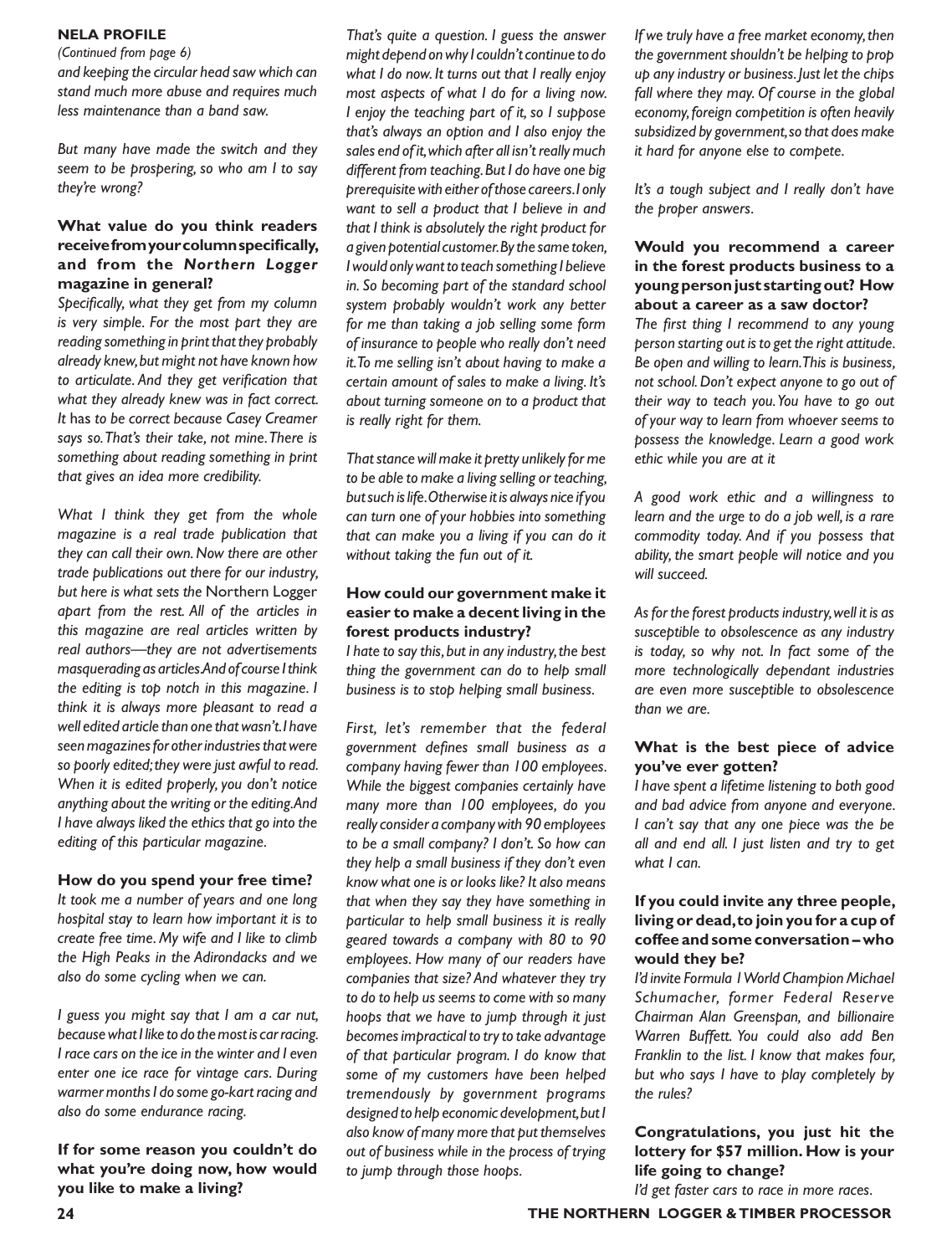**NELA PROFILE**

*(Continued from page 6)*

*and keeping the circular head saw which can stand much more abuse and requires much less maintenance than a band saw.*

*But many have made the switch and they seem to be prospering, so who am I to say they're wrong?*

**What value do you think readers receive from your column specifically, and from the *Northern Logger* magazine in general?**

*Specifically, what they get from my column is very simple. For the most part they are reading something in print that they probably already knew, but might not have known how to articulate. And they get verification that what they already knew was in fact correct. It* has *to be correct because Casey Creamer says so. That's their take, not mine. There is something about reading something in print that gives an idea more credibility.*

*What I think they get from the whole magazine is a real trade publication that they can call their own. Now there are other trade publications out there for our industry, but here is what sets the* Northern Logger *apart from the rest. All of the articles in this magazine are real articles written by real authors—they are not advertisements masquerading as articles. And of course I think the editing is top notch in this magazine. I think it is always more pleasant to read a well edited article than one that wasn't. I have seen magazines for other industries that were so poorly edited; they were just awful to read. When it is edited properly, you don't notice anything about the writing or the editing. And I have always liked the ethics that go into the editing of this particular magazine.*

**How do you spend your free time?**

*It took me a number of years and one long hospital stay to learn how important it is to create free time. My wife and I like to climb the High Peaks in the Adirondacks and we also do some cycling when we can.*

*I guess you might say that I am a car nut, because what I like to do the most is car racing. I race cars on the ice in the winter and I even enter one ice race for vintage cars. During warmer months I do some go-kart racing and also do some endurance racing.*

**If for some reason you couldn't do what you're doing now, how would you like to make a living?**

*That's quite a question. I guess the answer might depend on why I couldn't continue to do what I do now. It turns out that I really enjoy most aspects of what I do for a living now. I enjoy the teaching part of it, so I suppose that's always an option and I also enjoy the sales end of it, which after all isn't really much different from teaching. But I do have one big prerequisite with either of those careers. I only want to sell a product that I believe in and that I think is absolutely the right product for a given potential customer. By the same token, I would only want to teach something I believe in. So becoming part of the standard school system probably wouldn't work any better for me than taking a job selling some form of insurance to people who really don't need it. To me selling isn't about having to make a certain amount of sales to make a living. It's about turning someone on to a product that is really right for them.*

*That stance will make it pretty unlikely for me to be able to make a living selling or teaching, but such is life. Otherwise it is always nice if you can turn one of your hobbies into something that can make you a living if you can do it without taking the fun out of it.*

**How could our government make it easier to make a decent living in the forest products industry?**

*I hate to say this, but in any industry, the best thing the government can do to help small business is to stop helping small business.*

*First, let's remember that the federal government defines small business as a company having fewer than 100 employees. While the biggest companies certainly have many more than 100 employees, do you really consider a company with 90 employees to be a small company? I don't. So how can they help a small business if they don't even know what one is or looks like? It also means that when they say they have something in particular to help small business it is really geared towards a company with 80 to 90 employees. How many of our readers have companies that size? And whatever they try to do to help us seems to come with so many hoops that we have to jump through it just becomes impractical to try to take advantage of that particular program. I do know that some of my customers have been helped tremendously by government programs designed to help economic development, but I also know of many more that put themselves out of business while in the process of trying to jump through those hoops.*

*If we truly have a free market economy, then the government shouldn't be helping to prop up any industry or business. Just let the chips fall where they may. Of course in the global economy, foreign competition is often heavily subsidized by government, so that does make it hard for anyone else to compete.*

*It's a tough subject and I really don't have the proper answers.*

**Would you recommend a career in the forest products business to a young person just starting out? How about a career as a saw doctor?**

*The first thing I recommend to any young person starting out is to get the right attitude. Be open and willing to learn. This is business, not school. Don't expect anyone to go out of their way to teach you. You have to go out of your way to learn from whoever seems to possess the knowledge. Learn a good work ethic while you are at it*

*A good work ethic and a willingness to learn and the urge to do a job well, is a rare commodity today. And if you possess that ability, the smart people will notice and you will succeed.*

*As for the forest products industry, well it is as susceptible to obsolescence as any industry is today, so why not. In fact some of the more technologically dependant industries are even more susceptible to obsolescence than we are.*

**What is the best piece of advice you've ever gotten?**

*I have spent a lifetime listening to both good and bad advice from anyone and everyone. I can't say that any one piece was the be all and end all. I just listen and try to get what I can.*

**If you could invite any three people, living or dead, to join you for a cup of coffee and some conversation – who would they be?**

*I'd invite Formula 1 World Champion Michael Schumacher, former Federal Reserve Chairman Alan Greenspan, and billionaire Warren Buffett. You could also add Ben Franklin to the list. I know that makes four, but who says I have to play completely by the rules?*

**Congratulations, you just hit the lottery for $57 million. How is your life going to change?**

*I'd get faster cars to race in more races.*